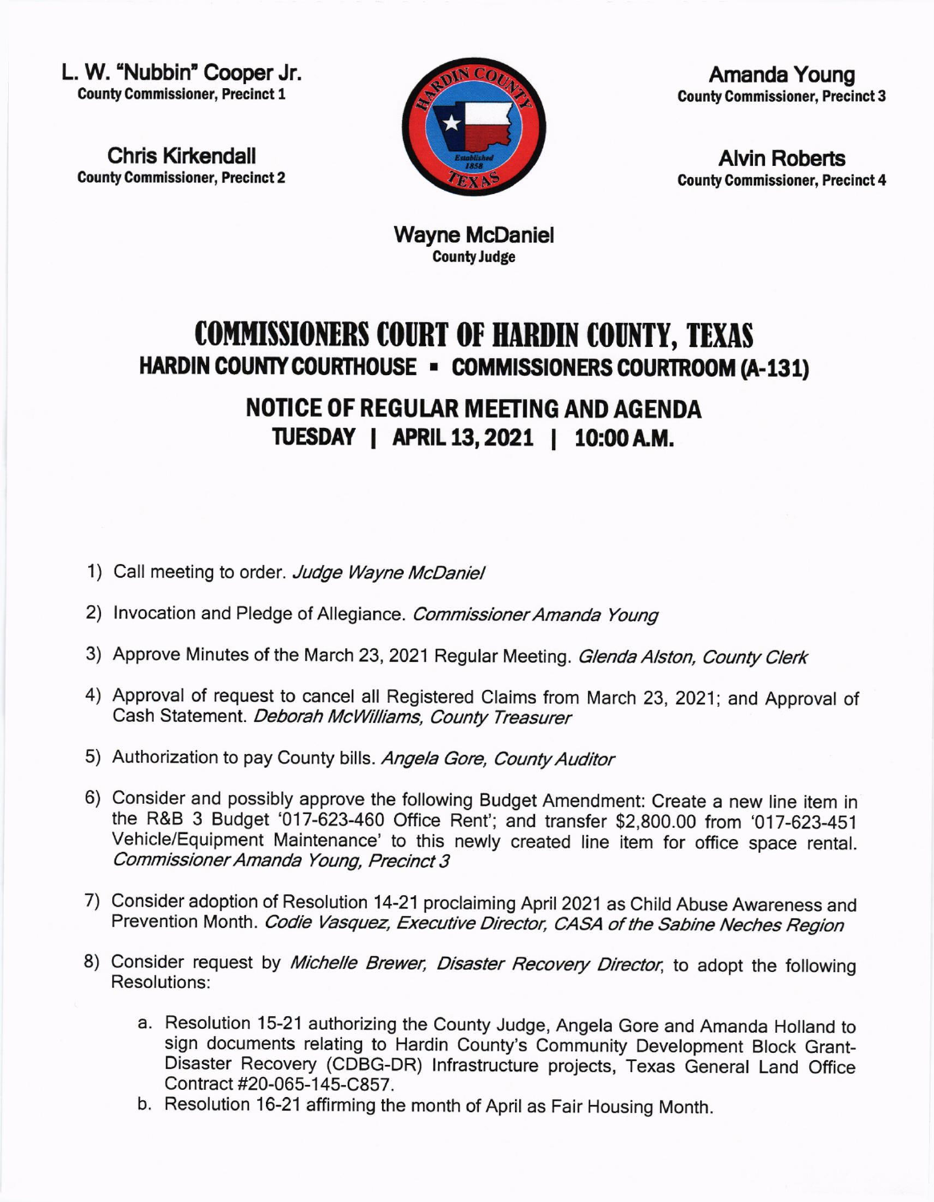**L. W. "Nubbin" Cooper Jr.**
**County Commissioner, Precinct 1**

**Chris Kirkendall**
**County Commissioner, Precinct 2**

**Amanda Young**
**County Commissioner, Precinct 3**

**Alvin Roberts**
**County Commissioner, Precinct 4**

**Wayne McDaniel**
**County Judge**

# COMMISSIONERS COURT OF HARDIN COUNTY, TEXAS

## HARDIN COUNTY COURTHOUSE ▪ COMMISSIONERS COURTROOM (A-131)

## NOTICE OF REGULAR MEETING AND AGENDA

### TUESDAY | APRIL 13, 2021 | 10:00 A.M.

1) Call meeting to order. *Judge Wayne McDaniel*

2) Invocation and Pledge of Allegiance. *Commissioner Amanda Young*

3) Approve Minutes of the March 23, 2021 Regular Meeting. *Glenda Alston, County Clerk*

4) Approval of request to cancel all Registered Claims from March 23, 2021; and Approval of Cash Statement. *Deborah McWilliams, County Treasurer*

5) Authorization to pay County bills. *Angela Gore, County Auditor*

6) Consider and possibly approve the following Budget Amendment: Create a new line item in the R&B 3 Budget '017-623-460 Office Rent'; and transfer $2,800.00 from '017-623-451 Vehicle/Equipment Maintenance' to this newly created line item for office space rental. *Commissioner Amanda Young, Precinct 3*

7) Consider adoption of Resolution 14-21 proclaiming April 2021 as Child Abuse Awareness and Prevention Month. *Codie Vasquez, Executive Director, CASA of the Sabine Neches Region*

8) Consider request by *Michelle Brewer, Disaster Recovery Director*, to adopt the following Resolutions:

   a. Resolution 15-21 authorizing the County Judge, Angela Gore and Amanda Holland to sign documents relating to Hardin County's Community Development Block Grant-Disaster Recovery (CDBG-DR) Infrastructure projects, Texas General Land Office Contract #20-065-145-C857.

   b. Resolution 16-21 affirming the month of April as Fair Housing Month.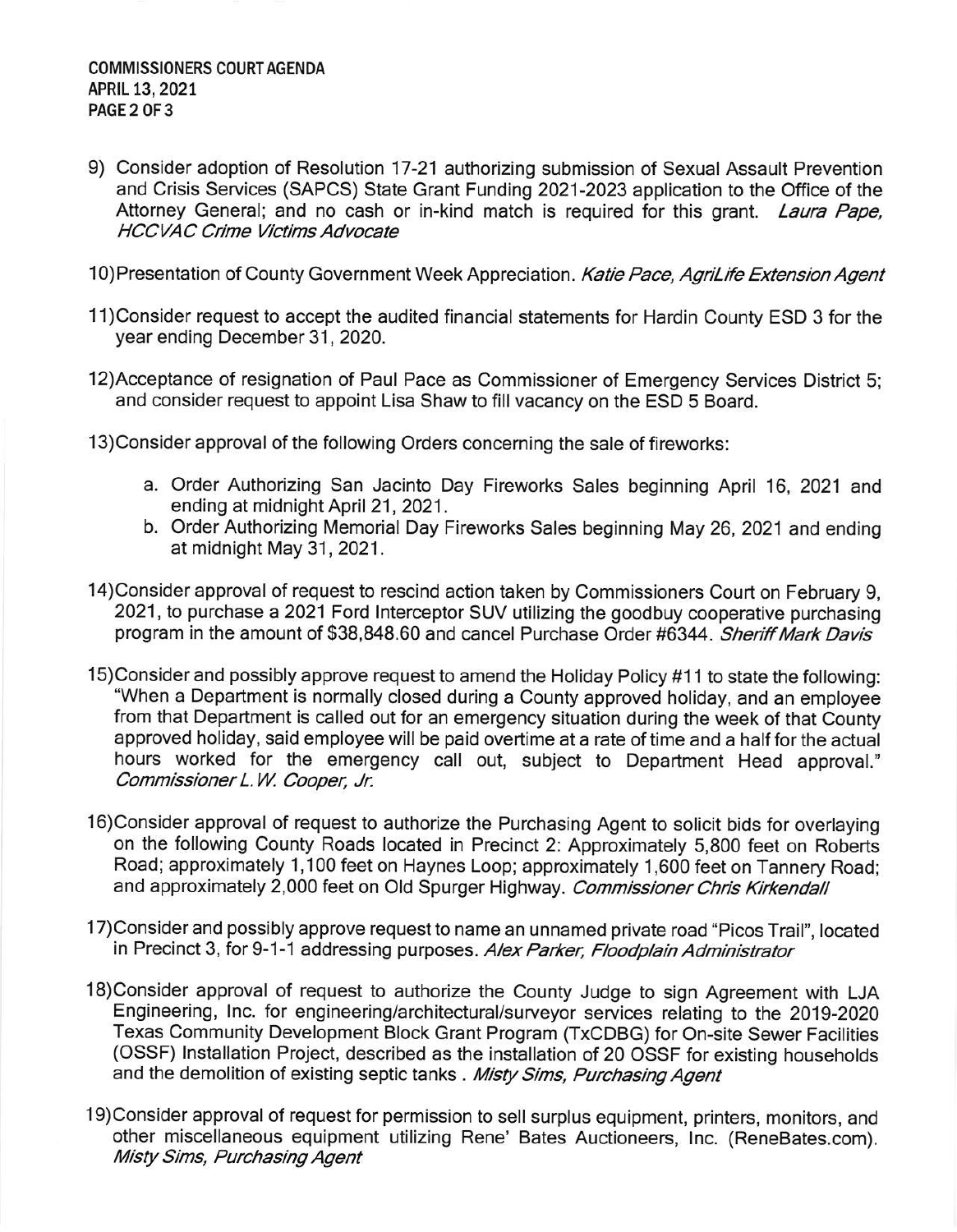9) Consider adoption of Resolution 17-21 authorizing submission of Sexual Assault Prevention and Crisis Services (SAPCS) State Grant Funding 2021-2023 application to the Office of the Attorney General; and no cash or in-kind match is required for this grant. *Laura Pape, HCCVAC Crime Victims Advocate*

10) Presentation of County Government Week Appreciation. *Katie Pace, AgriLife Extension Agent*

11) Consider request to accept the audited financial statements for Hardin County ESD 3 for the year ending December 31, 2020.

12) Acceptance of resignation of Paul Pace as Commissioner of Emergency Services District 5; and consider request to appoint Lisa Shaw to fill vacancy on the ESD 5 Board.

13) Consider approval of the following Orders concerning the sale of fireworks:

   a. Order Authorizing San Jacinto Day Fireworks Sales beginning April 16, 2021 and ending at midnight April 21, 2021.
   b. Order Authorizing Memorial Day Fireworks Sales beginning May 26, 2021 and ending at midnight May 31, 2021.

14) Consider approval of request to rescind action taken by Commissioners Court on February 9, 2021, to purchase a 2021 Ford Interceptor SUV utilizing the goodbuy cooperative purchasing program in the amount of $38,848.60 and cancel Purchase Order #6344. *Sheriff Mark Davis*

15) Consider and possibly approve request to amend the Holiday Policy #11 to state the following: "When a Department is normally closed during a County approved holiday, and an employee from that Department is called out for an emergency situation during the week of that County approved holiday, said employee will be paid overtime at a rate of time and a half for the actual hours worked for the emergency call out, subject to Department Head approval." *Commissioner L. W. Cooper, Jr.*

16) Consider approval of request to authorize the Purchasing Agent to solicit bids for overlaying on the following County Roads located in Precinct 2: Approximately 5,800 feet on Roberts Road; approximately 1,100 feet on Haynes Loop; approximately 1,600 feet on Tannery Road; and approximately 2,000 feet on Old Spurger Highway. *Commissioner Chris Kirkendall*

17) Consider and possibly approve request to name an unnamed private road "Picos Trail", located in Precinct 3, for 9-1-1 addressing purposes. *Alex Parker, Floodplain Administrator*

18) Consider approval of request to authorize the County Judge to sign Agreement with LJA Engineering, Inc. for engineering/architectural/surveyor services relating to the 2019-2020 Texas Community Development Block Grant Program (TxCDBG) for On-site Sewer Facilities (OSSF) Installation Project, described as the installation of 20 OSSF for existing households and the demolition of existing septic tanks . *Misty Sims, Purchasing Agent*

19) Consider approval of request for permission to sell surplus equipment, printers, monitors, and other miscellaneous equipment utilizing Rene' Bates Auctioneers, Inc. (ReneBates.com). *Misty Sims, Purchasing Agent*